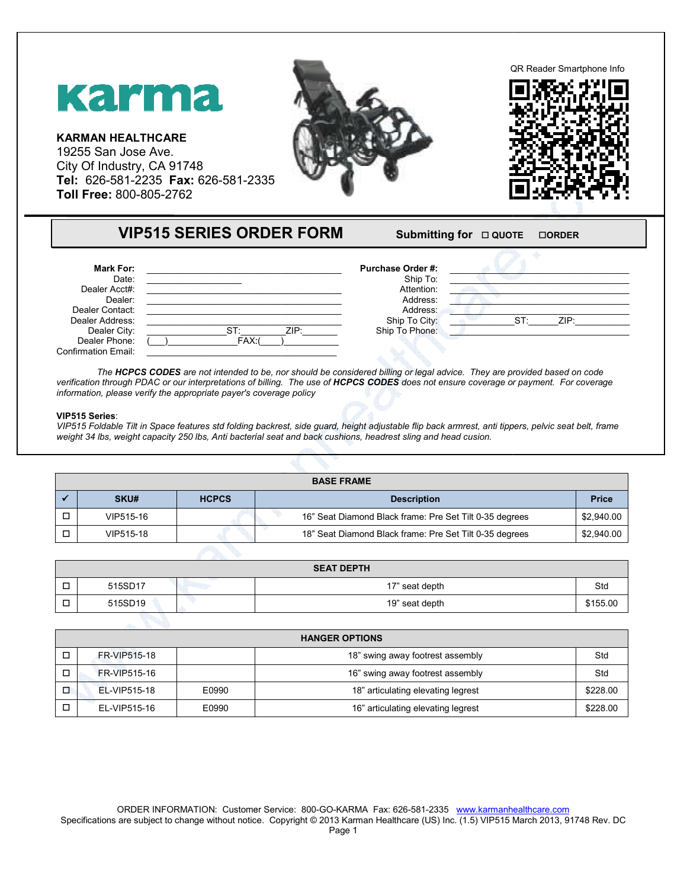**karma**

**KARMAN HEALTHCARE**
19255 San Jose Ave.
City Of Industry, CA 91748
**Tel:** 626-581-2235 **Fax:** 626-581-2335
**Toll Free:** 800-805-2762

QR Reader Smartphone Info

# VIP515 SERIES ORDER FORM

**Submitting for** ☐ **QUOTE** ☐**ORDER**

**Mark For:** ______________________________
Date: ______________
Dealer Acct#: ______________________________
Dealer: ______________________________
Dealer Contact: ______________________________
Dealer Address: ______________________________
Dealer City: ______________ ST: ________ ZIP: ________
Dealer Phone: (___)______________ FAX:(____)__________
Confirmation Email: ______________________________

**Purchase Order #:** ______________________________
Ship To: ______________________________
Attention: ______________________________
Address: ______________________________
Address: ______________________________
Ship To City: ______________ ST: ______ ZIP: ____________
Ship To Phone: ______________________________

*The **HCPCS CODES** are not intended to be, nor should be considered billing or legal advice. They are provided based on code verification through PDAC or our interpretations of billing. The use of **HCPCS CODES** does not ensure coverage or payment. For coverage information, please verify the appropriate payer's coverage policy*

**VIP515 Series**:
*VIP515 Foldable Tilt in Space features std folding backrest, side guard, height adjustable flip back armrest, anti tippers, pelvic seat belt, frame weight 34 lbs, weight capacity 250 lbs, Anti bacterial seat and back cushions, headrest sling and head cusion.*

| BASE FRAME | | | | |
|---|---|---|---|---|
| ✓ | SKU# | HCPCS | Description | Price |
| ☐ | VIP515-16 | | 16" Seat Diamond Black frame: Pre Set Tilt 0-35 degrees | $2,940.00 |
| ☐ | VIP515-18 | | 18" Seat Diamond Black frame: Pre Set Tilt 0-35 degrees | $2,940.00 |

| SEAT DEPTH | | | | |
|---|---|---|---|---|
| ☐ | 515SD17 | | 17" seat depth | Std |
| ☐ | 515SD19 | | 19" seat depth | $155.00 |

| HANGER OPTIONS | | | | |
|---|---|---|---|---|
| ☐ | FR-VIP515-18 | | 18" swing away footrest assembly | Std |
| ☐ | FR-VIP515-16 | | 16" swing away footrest assembly | Std |
| ☐ | EL-VIP515-18 | E0990 | 18" articulating elevating legrest | $228.00 |
| ☐ | EL-VIP515-16 | E0990 | 16" articulating elevating legrest | $228.00 |

ORDER INFORMATION: Customer Service: 800-GO-KARMA Fax: 626-581-2335 www.karmanhealthcare.com
Specifications are subject to change without notice. Copyright © 2013 Karman Healthcare (US) Inc. (1.5) VIP515 March 2013, 91748 Rev. DC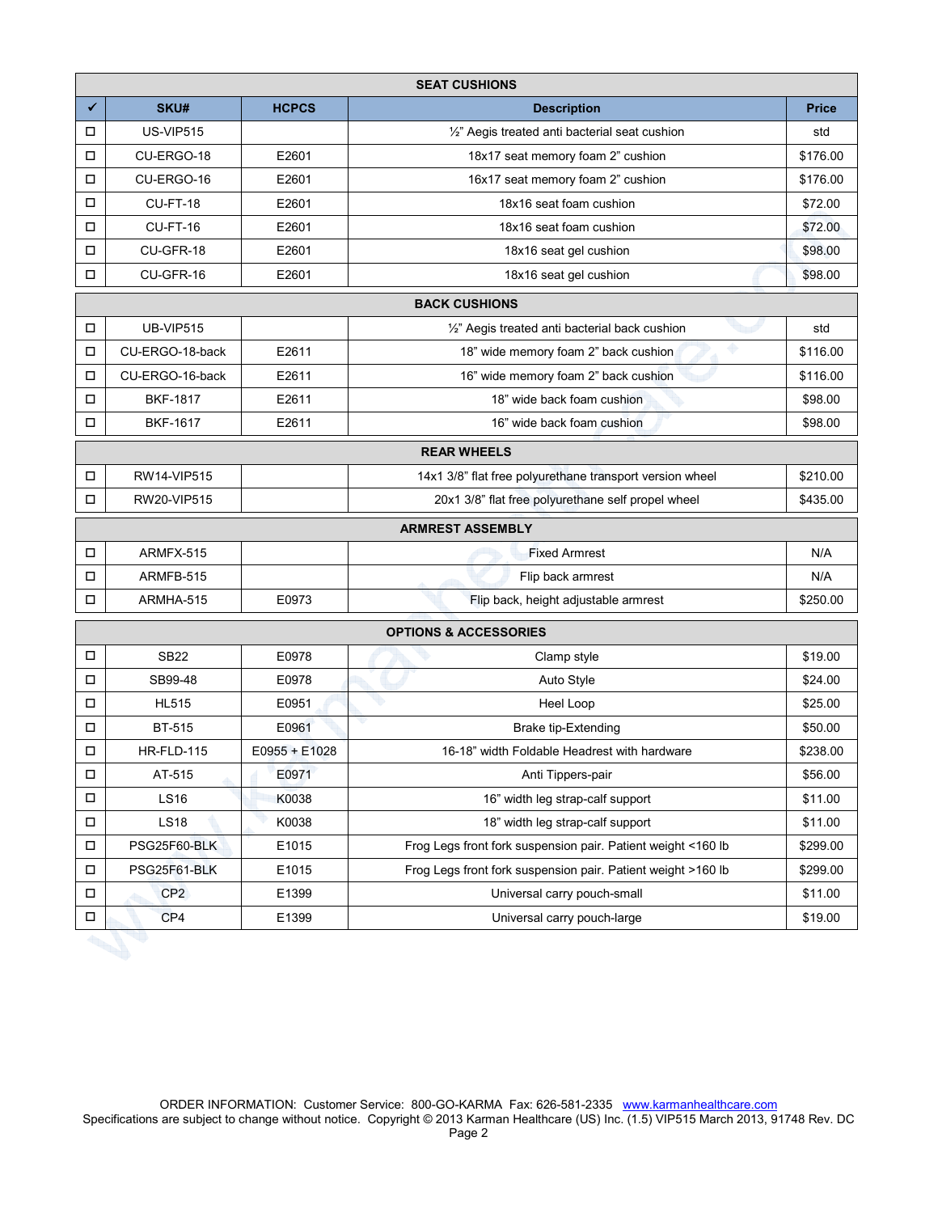| ✔ | SKU# | HCPCS | Description | Price |
|---|---|---|---|---|
| | **SEAT CUSHIONS** | | | |
| ☐ | US-VIP515 | | ½" Aegis treated anti bacterial seat cushion | std |
| ☐ | CU-ERGO-18 | E2601 | 18x17 seat memory foam 2" cushion | $176.00 |
| ☐ | CU-ERGO-16 | E2601 | 16x17 seat memory foam 2" cushion | $176.00 |
| ☐ | CU-FT-18 | E2601 | 18x16 seat foam cushion | $72.00 |
| ☐ | CU-FT-16 | E2601 | 18x16 seat foam cushion | $72.00 |
| ☐ | CU-GFR-18 | E2601 | 18x16 seat gel cushion | $98.00 |
| ☐ | CU-GFR-16 | E2601 | 18x16 seat gel cushion | $98.00 |
| | **BACK CUSHIONS** | | | |
| ☐ | UB-VIP515 | | ½" Aegis treated anti bacterial back cushion | std |
| ☐ | CU-ERGO-18-back | E2611 | 18" wide memory foam 2" back cushion | $116.00 |
| ☐ | CU-ERGO-16-back | E2611 | 16" wide memory foam 2" back cushion | $116.00 |
| ☐ | BKF-1817 | E2611 | 18" wide back foam cushion | $98.00 |
| ☐ | BKF-1617 | E2611 | 16" wide back foam cushion | $98.00 |
| | **REAR WHEELS** | | | |
| ☐ | RW14-VIP515 | | 14x1 3/8" flat free polyurethane transport version wheel | $210.00 |
| ☐ | RW20-VIP515 | | 20x1 3/8" flat free polyurethane self propel wheel | $435.00 |
| | **ARMREST ASSEMBLY** | | | |
| ☐ | ARMFX-515 | | Fixed Armrest | N/A |
| ☐ | ARMFB-515 | | Flip back armrest | N/A |
| ☐ | ARMHA-515 | E0973 | Flip back, height adjustable armrest | $250.00 |
| | **OPTIONS & ACCESSORIES** | | | |
| ☐ | SB22 | E0978 | Clamp style | $19.00 |
| ☐ | SB99-48 | E0978 | Auto Style | $24.00 |
| ☐ | HL515 | E0951 | Heel Loop | $25.00 |
| ☐ | BT-515 | E0961 | Brake tip-Extending | $50.00 |
| ☐ | HR-FLD-115 | E0955 + E1028 | 16-18" width Foldable Headrest with hardware | $238.00 |
| ☐ | AT-515 | E0971 | Anti Tippers-pair | $56.00 |
| ☐ | LS16 | K0038 | 16" width leg strap-calf support | $11.00 |
| ☐ | LS18 | K0038 | 18" width leg strap-calf support | $11.00 |
| ☐ | PSG25F60-BLK | E1015 | Frog Legs front fork suspension pair. Patient weight <160 lb | $299.00 |
| ☐ | PSG25F61-BLK | E1015 | Frog Legs front fork suspension pair. Patient weight >160 lb | $299.00 |
| ☐ | CP2 | E1399 | Universal carry pouch-small | $11.00 |
| ☐ | CP4 | E1399 | Universal carry pouch-large | $19.00 |

ORDER INFORMATION: Customer Service: 800-GO-KARMA Fax: 626-581-2335 www.karmanhealthcare.com
Specifications are subject to change without notice. Copyright © 2013 Karman Healthcare (US) Inc. (1.5) VIP515 March 2013, 91748 Rev. DC